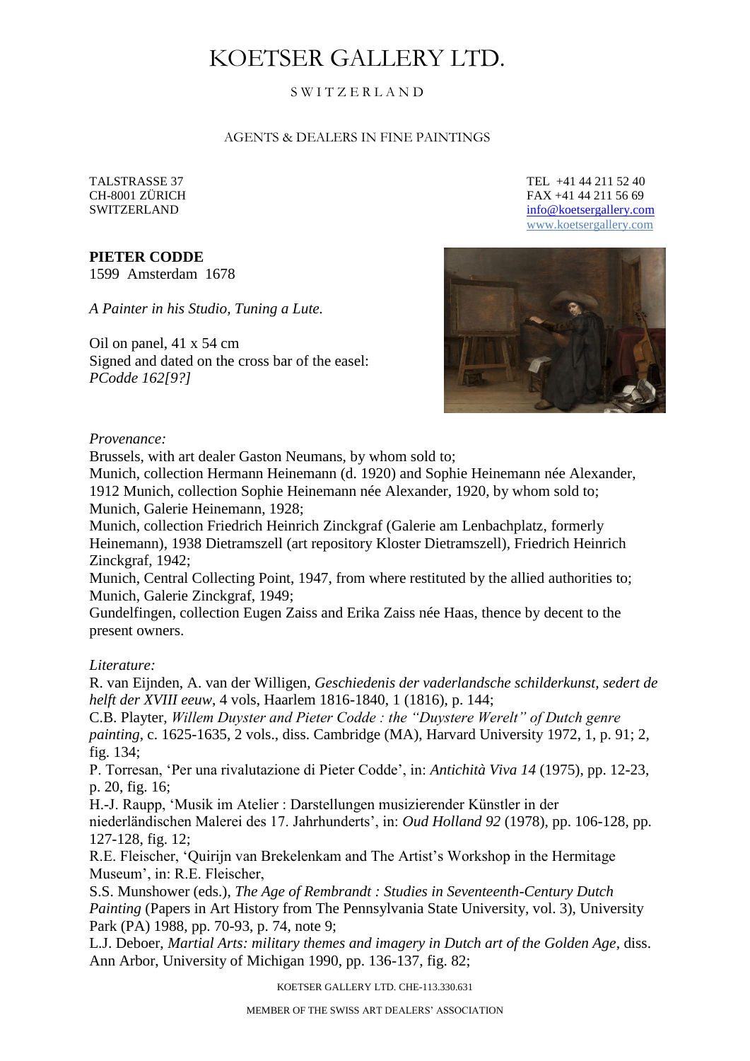# KOETSER GALLERY LTD.

SWITZERLAND

AGENTS & DEALERS IN FINE PAINTINGS

TALSTRASSE 37
CH-8001 ZÜRICH
SWITZERLAND

TEL +41 44 211 52 40
FAX +41 44 211 56 69
info@koetsergallery.com
www.koetsergallery.com

**PIETER CODDE**
1599 Amsterdam 1678

*A Painter in his Studio, Tuning a Lute.*

Oil on panel, 41 x 54 cm
Signed and dated on the cross bar of the easel:
*PCodde 162[9?]*

*Provenance:*
Brussels, with art dealer Gaston Neumans, by whom sold to;
Munich, collection Hermann Heinemann (d. 1920) and Sophie Heinemann née Alexander, 1912 Munich, collection Sophie Heinemann née Alexander, 1920, by whom sold to;
Munich, Galerie Heinemann, 1928;
Munich, collection Friedrich Heinrich Zinckgraf (Galerie am Lenbachplatz, formerly Heinemann), 1938 Dietramszell (art repository Kloster Dietramszell), Friedrich Heinrich Zinckgraf, 1942;
Munich, Central Collecting Point, 1947, from where restituted by the allied authorities to;
Munich, Galerie Zinckgraf, 1949;
Gundelfingen, collection Eugen Zaiss and Erika Zaiss née Haas, thence by decent to the present owners.

*Literature:*
R. van Eijnden, A. van der Willigen, *Geschiedenis der vaderlandsche schilderkunst, sedert de helft der XVIII eeuw*, 4 vols, Haarlem 1816-1840, 1 (1816), p. 144;
C.B. Playter, *Willem Duyster and Pieter Codde : the "Duystere Werelt" of Dutch genre painting*, c. 1625-1635, 2 vols., diss. Cambridge (MA), Harvard University 1972, 1, p. 91; 2, fig. 134;
P. Torresan, 'Per una rivalutazione di Pieter Codde', in: *Antichità Viva 14* (1975), pp. 12-23, p. 20, fig. 16;
H.-J. Raupp, 'Musik im Atelier : Darstellungen musizierender Künstler in der niederländischen Malerei des 17. Jahrhunderts', in: *Oud Holland 92* (1978), pp. 106-128, pp. 127-128, fig. 12;
R.E. Fleischer, 'Quirijn van Brekelenkam and The Artist's Workshop in the Hermitage Museum', in: R.E. Fleischer,
S.S. Munshower (eds.), *The Age of Rembrandt : Studies in Seventeenth-Century Dutch Painting* (Papers in Art History from The Pennsylvania State University, vol. 3), University Park (PA) 1988, pp. 70-93, p. 74, note 9;
L.J. Deboer, *Martial Arts: military themes and imagery in Dutch art of the Golden Age*, diss. Ann Arbor, University of Michigan 1990, pp. 136-137, fig. 82;

KOETSER GALLERY LTD. CHE-113.330.631

MEMBER OF THE SWISS ART DEALERS' ASSOCIATION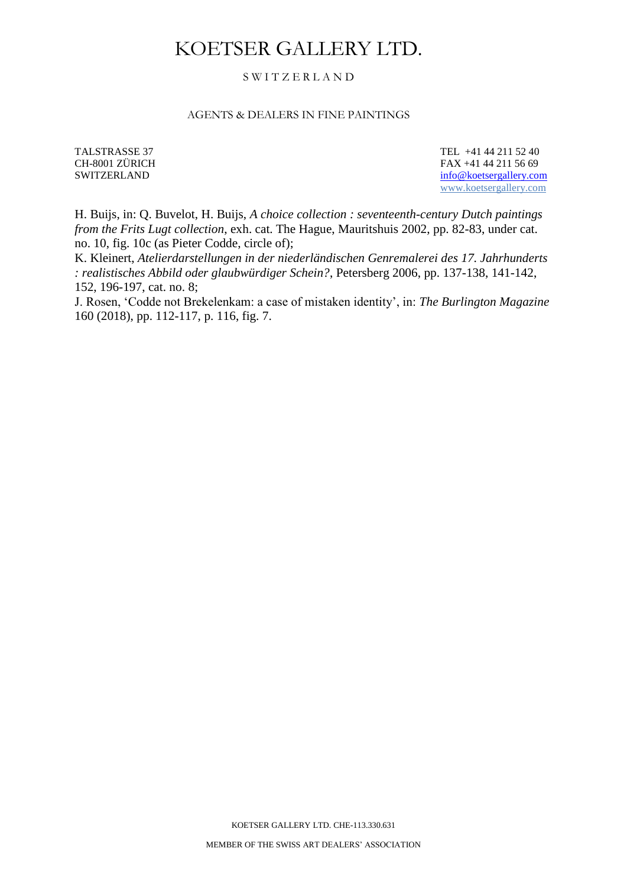# KOETSER GALLERY LTD.

SWITZERLAND

AGENTS & DEALERS IN FINE PAINTINGS

TALSTRASSE 37
CH-8001 ZÜRICH
SWITZERLAND

TEL +41 44 211 52 40
FAX +41 44 211 56 69
info@koetsergallery.com
www.koetsergallery.com

H. Buijs, in: Q. Buvelot, H. Buijs, *A choice collection : seventeenth-century Dutch paintings from the Frits Lugt collection*, exh. cat. The Hague, Mauritshuis 2002, pp. 82-83, under cat. no. 10, fig. 10c (as Pieter Codde, circle of);
K. Kleinert, *Atelierdarstellungen in der niederländischen Genremalerei des 17. Jahrhunderts : realistisches Abbild oder glaubwürdiger Schein?*, Petersberg 2006, pp. 137-138, 141-142, 152, 196-197, cat. no. 8;
J. Rosen, 'Codde not Brekelenkam: a case of mistaken identity', in: *The Burlington Magazine* 160 (2018), pp. 112-117, p. 116, fig. 7.

KOETSER GALLERY LTD. CHE-113.330.631

MEMBER OF THE SWISS ART DEALERS' ASSOCIATION